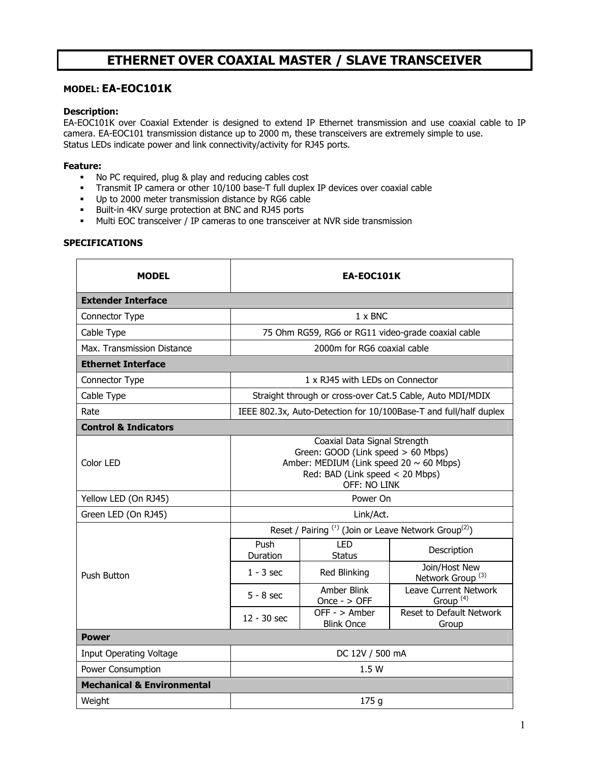# ETHERNET OVER COAXIAL MASTER / SLAVE TRANSCEIVER

**MODEL: EA-EOC101K**

**Description:**

EA-EOC101K over Coaxial Extender is designed to extend IP Ethernet transmission and use coaxial cable to IP camera. EA-EOC101 transmission distance up to 2000 m, these transceivers are extremely simple to use.
Status LEDs indicate power and link connectivity/activity for RJ45 ports.

**Feature:**

- No PC required, plug & play and reducing cables cost
- Transmit IP camera or other 10/100 base-T full duplex IP devices over coaxial cable
- Up to 2000 meter transmission distance by RG6 cable
- Built-in 4KV surge protection at BNC and RJ45 ports
- Multi EOC transceiver / IP cameras to one transceiver at NVR side transmission

**SPECIFICATIONS**

| MODEL | EA-EOC101K | | |
|---|---|---|---|
| **Extender Interface** | | | |
| Connector Type | 1 x BNC | | |
| Cable Type | 75 Ohm RG59, RG6 or RG11 video-grade coaxial cable | | |
| Max. Transmission Distance | 2000m for RG6 coaxial cable | | |
| **Ethernet Interface** | | | |
| Connector Type | 1 x RJ45 with LEDs on Connector | | |
| Cable Type | Straight through or cross-over Cat.5 Cable, Auto MDI/MDIX | | |
| Rate | IEEE 802.3x, Auto-Detection for 10/100Base-T and full/half duplex | | |
| **Control & Indicators** | | | |
| Color LED | Coaxial Data Signal Strength<br>Green: GOOD (Link speed > 60 Mbps)<br>Amber: MEDIUM (Link speed 20 ~ 60 Mbps)<br>Red: BAD (Link speed < 20 Mbps)<br>OFF: NO LINK | | |
| Yellow LED (On RJ45) | Power On | | |
| Green LED (On RJ45) | Link/Act. | | |
| Push Button | Reset / Pairing [1] (Join or Leave Network Group[2]) | | |
| | Push Duration | LED Status | Description |
| | 1 - 3 sec | Red Blinking | Join/Host New Network Group [3] |
| | 5 - 8 sec | Amber Blink Once - > OFF | Leave Current Network Group [4] |
| | 12 - 30 sec | OFF - > Amber Blink Once | Reset to Default Network Group |
| **Power** | | | |
| Input Operating Voltage | DC 12V / 500 mA | | |
| Power Consumption | 1.5 W | | |
| **Mechanical & Environmental** | | | |
| Weight | 175 g | | |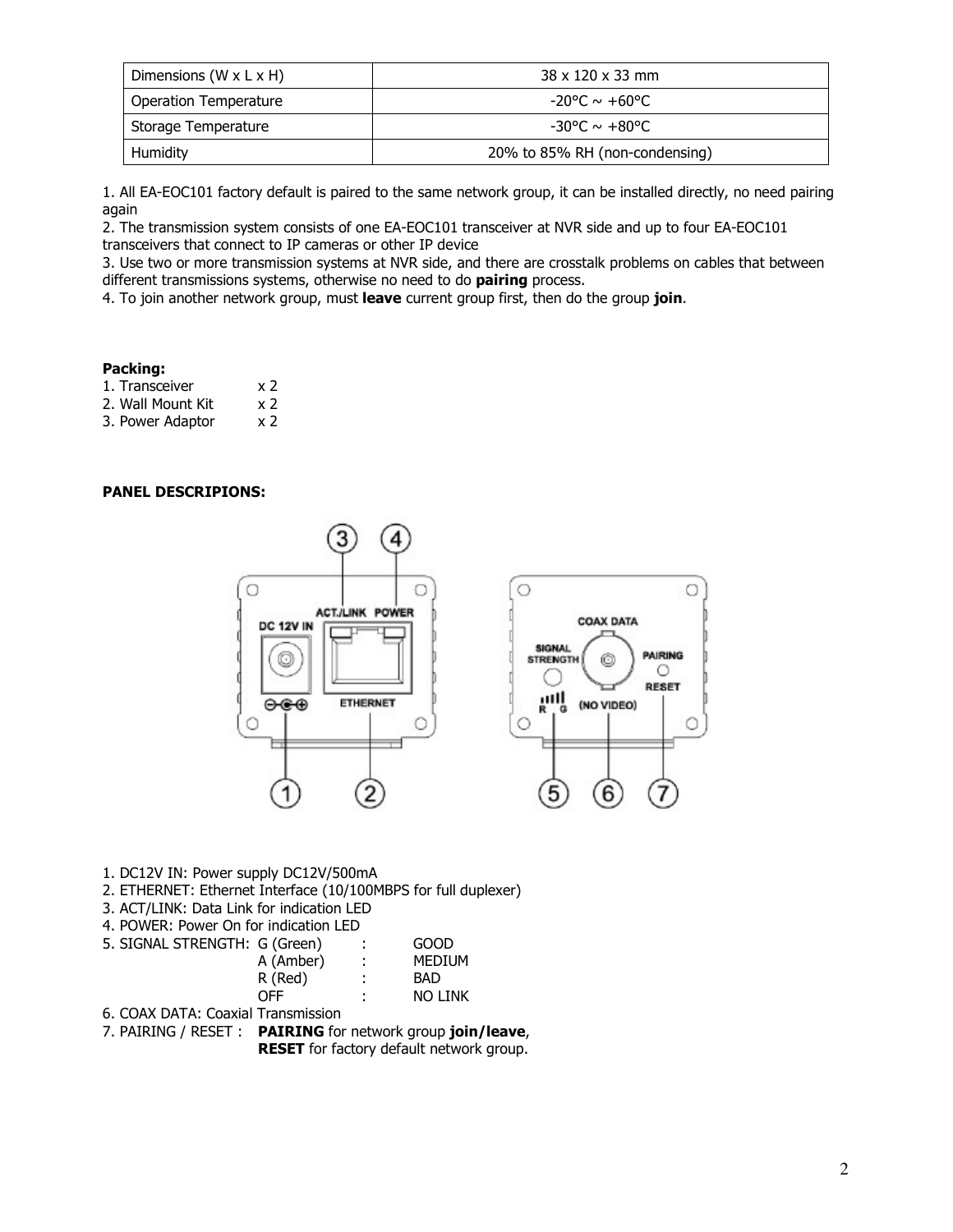| | |
|---|---|
| Dimensions (W x L x H) | 38 x 120 x 33 mm |
| Operation Temperature | -20°C ~ +60°C |
| Storage Temperature | -30°C ~ +80°C |
| Humidity | 20% to 85% RH (non-condensing) |

1. All EA-EOC101 factory default is paired to the same network group, it can be installed directly, no need pairing again
2. The transmission system consists of one EA-EOC101 transceiver at NVR side and up to four EA-EOC101 transceivers that connect to IP cameras or other IP device
3. Use two or more transmission systems at NVR side, and there are crosstalk problems on cables that between different transmissions systems, otherwise no need to do **pairing** process.
4. To join another network group, must **leave** current group first, then do the group **join**.

**Packing:**

1. Transceiver x 2
2. Wall Mount Kit x 2
3. Power Adaptor x 2

**PANEL DESCRIPIONS:**

3 ACT./LINK
4 POWER
DC 12V IN
ETHERNET
1
2
COAX DATA
SIGNAL STRENGTH
PAIRING RESET
R G
(NO VIDEO)
5
6
7

1. DC12V IN: Power supply DC12V/500mA
2. ETHERNET: Ethernet Interface (10/100MBPS for full duplexer)
3. ACT/LINK: Data Link for indication LED
4. POWER: Power On for indication LED
5. SIGNAL STRENGTH: G (Green) : GOOD
   A (Amber) : MEDIUM
   R (Red) : BAD
   OFF : NO LINK
6. COAX DATA: Coaxial Transmission
7. PAIRING / RESET : **PAIRING** for network group **join/leave**,
   **RESET** for factory default network group.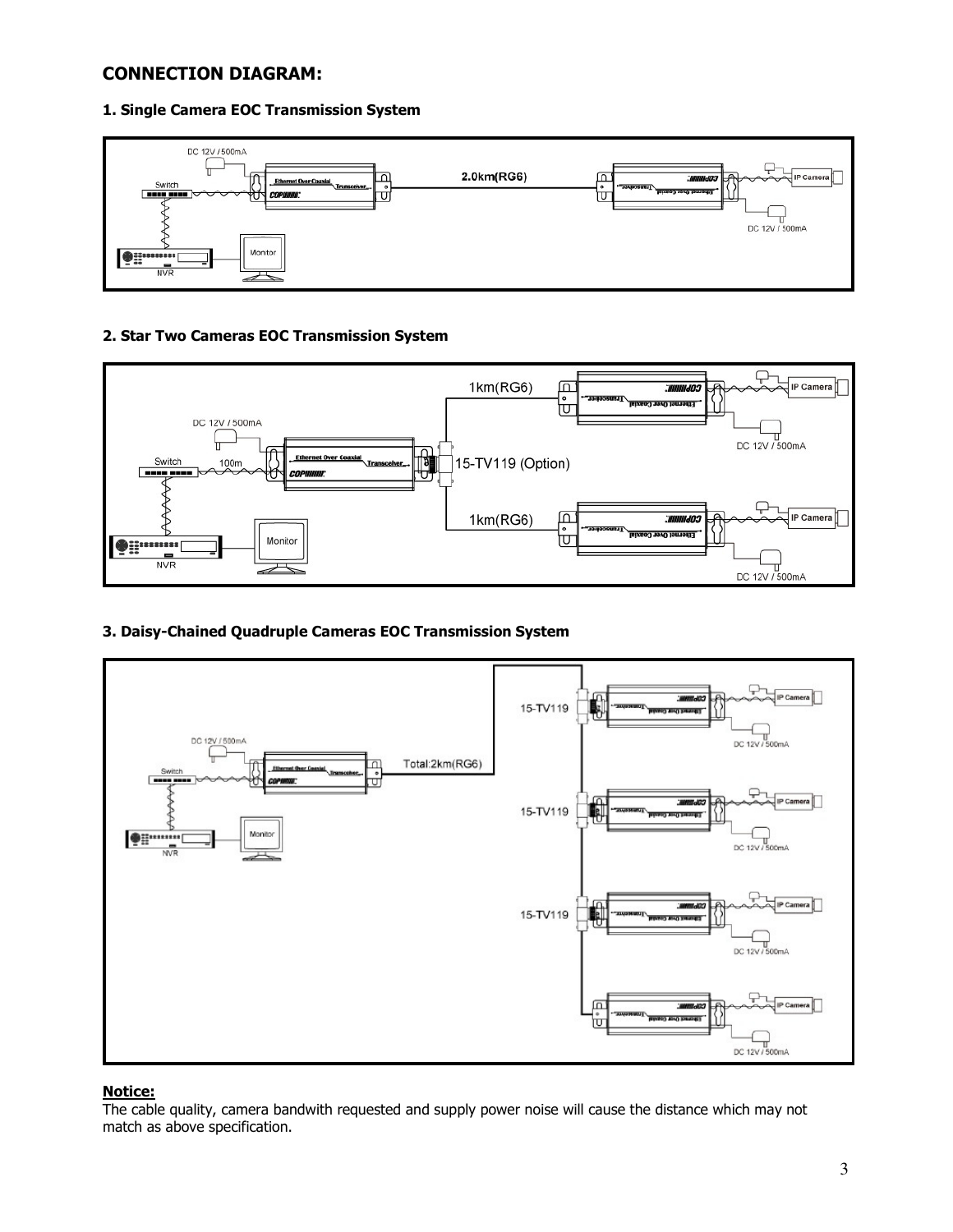## CONNECTION DIAGRAM:

### 1. Single Camera EOC Transmission System

DC 12V / 500mA

Switch

Ethernet Over Coaxial Transceiver

2.0km(RG6)

IP Camera

DC 12V / 500mA

NVR

Monitor

### 2. Star Two Cameras EOC Transmission System

DC 12V / 500mA

Switch

100m

Ethernet Over Coaxial Transceiver

15-TV119 (Option)

1km(RG6)

IP Camera

DC 12V / 500mA

1km(RG6)

IP Camera

DC 12V / 500mA

NVR

Monitor

### 3. Daisy-Chained Quadruple Cameras EOC Transmission System

DC 12V / 500mA

Switch

Ethernet Over Coaxial Transceiver

Total:2km(RG6)

15-TV119

IP Camera

DC 12V / 500mA

15-TV119

IP Camera

DC 12V / 500mA

15-TV119

IP Camera

DC 12V / 500mA

IP Camera

DC 12V / 500mA

NVR

Monitor

**Notice:**

The cable quality, camera bandwith requested and supply power noise will cause the distance which may not match as above specification.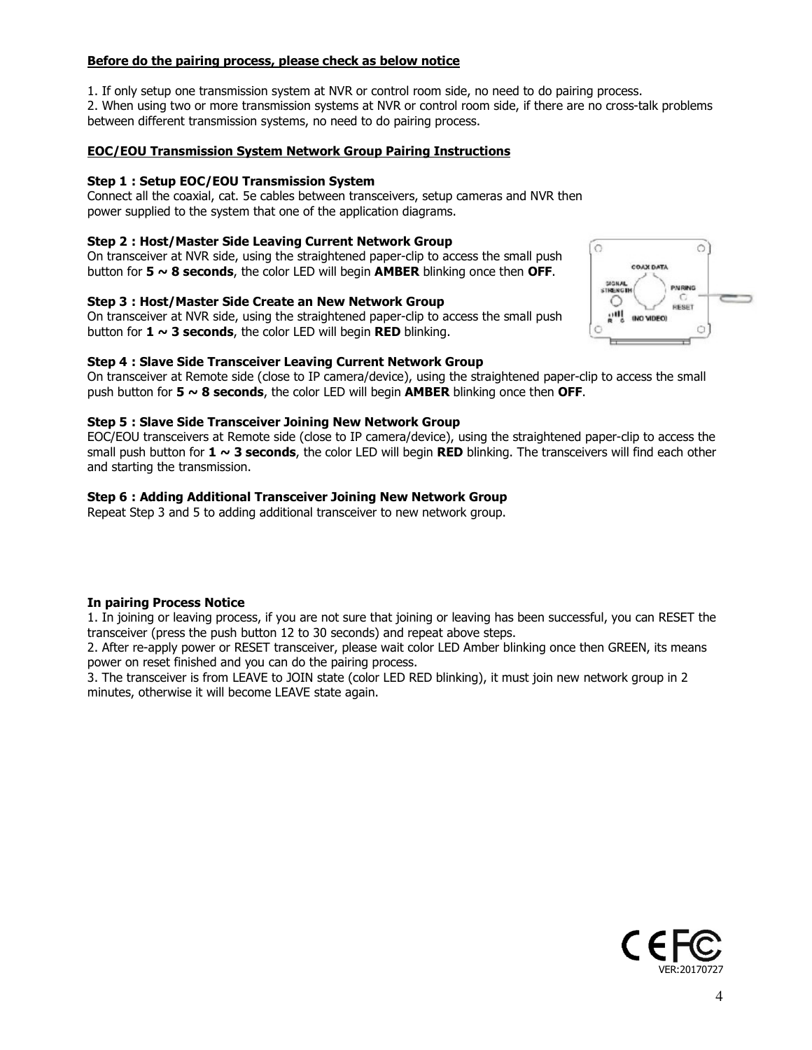**Before do the pairing process, please check as below notice**

1. If only setup one transmission system at NVR or control room side, no need to do pairing process.
2. When using two or more transmission systems at NVR or control room side, if there are no cross-talk problems between different transmission systems, no need to do pairing process.

**EOC/EOU Transmission System Network Group Pairing Instructions**

**Step 1 : Setup EOC/EOU Transmission System**
Connect all the coaxial, cat. 5e cables between transceivers, setup cameras and NVR then power supplied to the system that one of the application diagrams.

**Step 2 : Host/Master Side Leaving Current Network Group**
On transceiver at NVR side, using the straightened paper-clip to access the small push button for **5 ~ 8 seconds**, the color LED will begin **AMBER** blinking once then **OFF**.

**Step 3 : Host/Master Side Create an New Network Group**
On transceiver at NVR side, using the straightened paper-clip to access the small push button for **1 ~ 3 seconds**, the color LED will begin **RED** blinking.

COAX DATA
SIGNAL STRENGTH
PAIRING
RESET
R G
(NO VIDEO)

**Step 4 : Slave Side Transceiver Leaving Current Network Group**
On transceiver at Remote side (close to IP camera/device), using the straightened paper-clip to access the small push button for **5 ~ 8 seconds**, the color LED will begin **AMBER** blinking once then **OFF**.

**Step 5 : Slave Side Transceiver Joining New Network Group**
EOC/EOU transceivers at Remote side (close to IP camera/device), using the straightened paper-clip to access the small push button for **1 ~ 3 seconds**, the color LED will begin **RED** blinking. The transceivers will find each other and starting the transmission.

**Step 6 : Adding Additional Transceiver Joining New Network Group**
Repeat Step 3 and 5 to adding additional transceiver to new network group.

**In pairing Process Notice**
1. In joining or leaving process, if you are not sure that joining or leaving has been successful, you can RESET the transceiver (press the push button 12 to 30 seconds) and repeat above steps.
2. After re-apply power or RESET transceiver, please wait color LED Amber blinking once then GREEN, its means power on reset finished and you can do the pairing process.
3. The transceiver is from LEAVE to JOIN state (color LED RED blinking), it must join new network group in 2 minutes, otherwise it will become LEAVE state again.

CE FC
VER:20170727